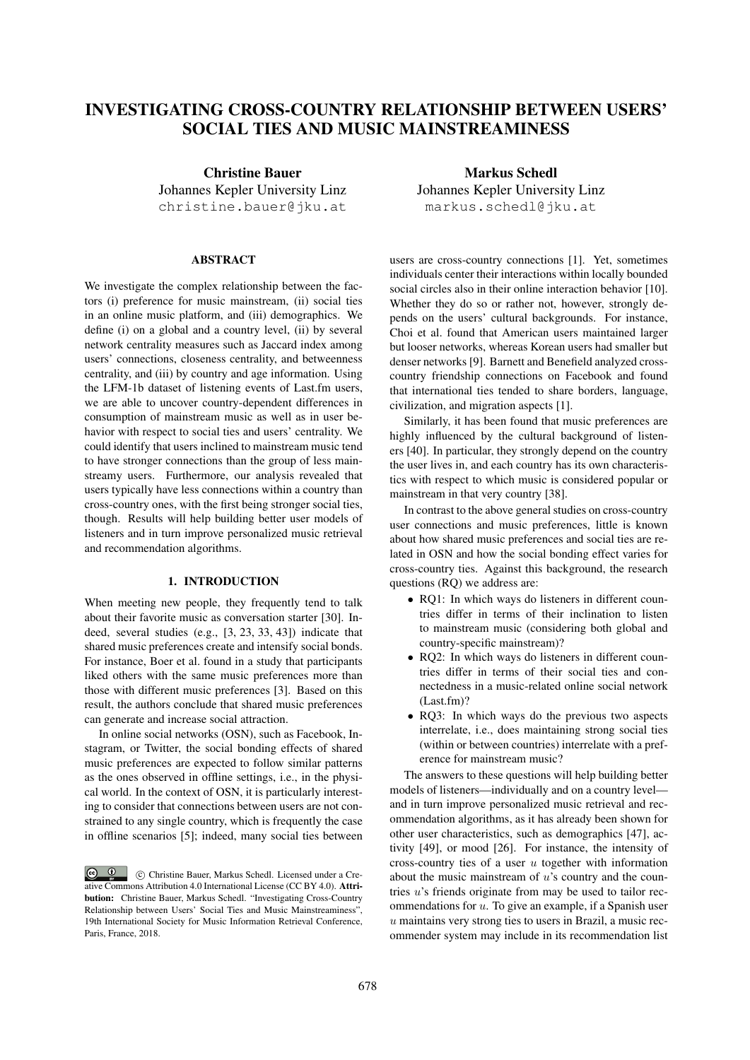# INVESTIGATING CROSS-COUNTRY RELATIONSHIP BETWEEN USERS' SOCIAL TIES AND MUSIC MAINSTREAMINESS

**Christine Bauer**
Johannes Kepler University Linz
christine.bauer@jku.at

**Markus Schedl**
Johannes Kepler University Linz
markus.schedl@jku.at

## ABSTRACT

We investigate the complex relationship between the factors (i) preference for music mainstream, (ii) social ties in an online music platform, and (iii) demographics. We define (i) on a global and a country level, (ii) by several network centrality measures such as Jaccard index among users' connections, closeness centrality, and betweenness centrality, and (iii) by country and age information. Using the LFM-1b dataset of listening events of Last.fm users, we are able to uncover country-dependent differences in consumption of mainstream music as well as in user behavior with respect to social ties and users' centrality. We could identify that users inclined to mainstream music tend to have stronger connections than the group of less mainstreamy users. Furthermore, our analysis revealed that users typically have less connections within a country than cross-country ones, with the first being stronger social ties, though. Results will help building better user models of listeners and in turn improve personalized music retrieval and recommendation algorithms.

## 1. INTRODUCTION

When meeting new people, they frequently tend to talk about their favorite music as conversation starter [30]. Indeed, several studies (e.g., [3, 23, 33, 43]) indicate that shared music preferences create and intensify social bonds. For instance, Boer et al. found in a study that participants liked others with the same music preferences more than those with different music preferences [3]. Based on this result, the authors conclude that shared music preferences can generate and increase social attraction.

In online social networks (OSN), such as Facebook, Instagram, or Twitter, the social bonding effects of shared music preferences are expected to follow similar patterns as the ones observed in offline settings, i.e., in the physical world. In the context of OSN, it is particularly interesting to consider that connections between users are not constrained to any single country, which is frequently the case in offline scenarios [5]; indeed, many social ties between users are cross-country connections [1]. Yet, sometimes individuals center their interactions within locally bounded social circles also in their online interaction behavior [10]. Whether they do so or rather not, however, strongly depends on the users' cultural backgrounds. For instance, Choi et al. found that American users maintained larger but looser networks, whereas Korean users had smaller but denser networks [9]. Barnett and Benefield analyzed cross-country friendship connections on Facebook and found that international ties tended to share borders, language, civilization, and migration aspects [1].

Similarly, it has been found that music preferences are highly influenced by the cultural background of listeners [40]. In particular, they strongly depend on the country the user lives in, and each country has its own characteristics with respect to which music is considered popular or mainstream in that very country [38].

In contrast to the above general studies on cross-country user connections and music preferences, little is known about how shared music preferences and social ties are related in OSN and how the social bonding effect varies for cross-country ties. Against this background, the research questions (RQ) we address are:

- RQ1: In which ways do listeners in different countries differ in terms of their inclination to listen to mainstream music (considering both global and country-specific mainstream)?
- RQ2: In which ways do listeners in different countries differ in terms of their social ties and connectedness in a music-related online social network (Last.fm)?
- RQ3: In which ways do the previous two aspects interrelate, i.e., does maintaining strong social ties (within or between countries) interrelate with a preference for mainstream music?

The answers to these questions will help building better models of listeners—individually and on a country level—and in turn improve personalized music retrieval and recommendation algorithms, as it has already been shown for other user characteristics, such as demographics [47], activity [49], or mood [26]. For instance, the intensity of cross-country ties of a user $u$ together with information about the music mainstream of $u$'s country and the countries $u$'s friends originate from may be used to tailor recommendations for $u$. To give an example, if a Spanish user $u$ maintains very strong ties to users in Brazil, a music recommender system may include in its recommendation list

© Christine Bauer, Markus Schedl. Licensed under a Creative Commons Attribution 4.0 International License (CC BY 4.0). **Attribution:** Christine Bauer, Markus Schedl. "Investigating Cross-Country Relationship between Users' Social Ties and Music Mainstreaminess", 19th International Society for Music Information Retrieval Conference, Paris, France, 2018.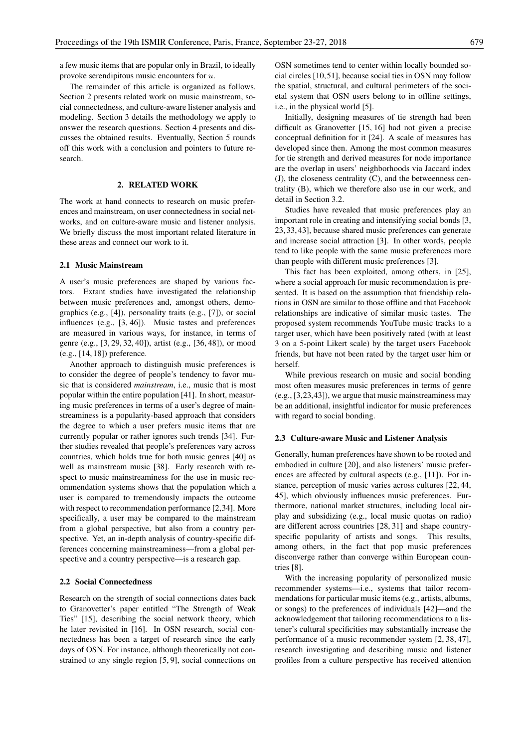a few music items that are popular only in Brazil, to ideally provoke serendipitous music encounters for $u$.

The remainder of this article is organized as follows. Section 2 presents related work on music mainstream, social connectedness, and culture-aware listener analysis and modeling. Section 3 details the methodology we apply to answer the research questions. Section 4 presents and discusses the obtained results. Eventually, Section 5 rounds off this work with a conclusion and pointers to future research.

## 2. RELATED WORK

The work at hand connects to research on music preferences and mainstream, on user connectedness in social networks, and on culture-aware music and listener analysis. We briefly discuss the most important related literature in these areas and connect our work to it.

### 2.1 Music Mainstream

A user's music preferences are shaped by various factors. Extant studies have investigated the relationship between music preferences and, amongst others, demographics (e.g., [4]), personality traits (e.g., [7]), or social influences (e.g., [3, 46]). Music tastes and preferences are measured in various ways, for instance, in terms of genre (e.g., [3, 29, 32, 40]), artist (e.g., [36, 48]), or mood (e.g., [14, 18]) preference.

Another approach to distinguish music preferences is to consider the degree of people's tendency to favor music that is considered *mainstream*, i.e., music that is most popular within the entire population [41]. In short, measuring music preferences in terms of a user's degree of mainstreaminess is a popularity-based approach that considers the degree to which a user prefers music items that are currently popular or rather ignores such trends [34]. Further studies revealed that people's preferences vary across countries, which holds true for both music genres [40] as well as mainstream music [38]. Early research with respect to music mainstreaminess for the use in music recommendation systems shows that the population which a user is compared to tremendously impacts the outcome with respect to recommendation performance [2,34]. More specifically, a user may be compared to the mainstream from a global perspective, but also from a country perspective. Yet, an in-depth analysis of country-specific differences concerning mainstreaminess—from a global perspective and a country perspective—is a research gap.

### 2.2 Social Connectedness

Research on the strength of social connections dates back to Granovetter's paper entitled "The Strength of Weak Ties" [15], describing the social network theory, which he later revisited in [16]. In OSN research, social connectedness has been a target of research since the early days of OSN. For instance, although theoretically not constrained to any single region [5, 9], social connections on OSN sometimes tend to center within locally bounded social circles [10,51], because social ties in OSN may follow the spatial, structural, and cultural perimeters of the societal system that OSN users belong to in offline settings, i.e., in the physical world [5].

Initially, designing measures of tie strength had been difficult as Granovetter [15, 16] had not given a precise conceptual definition for it [24]. A scale of measures has developed since then. Among the most common measures for tie strength and derived measures for node importance are the overlap in users' neighborhoods via Jaccard index (J), the closeness centrality (C), and the betweenness centrality (B), which we therefore also use in our work, and detail in Section 3.2.

Studies have revealed that music preferences play an important role in creating and intensifying social bonds [3, 23, 33, 43], because shared music preferences can generate and increase social attraction [3]. In other words, people tend to like people with the same music preferences more than people with different music preferences [3].

This fact has been exploited, among others, in [25], where a social approach for music recommendation is presented. It is based on the assumption that friendship relations in OSN are similar to those offline and that Facebook relationships are indicative of similar music tastes. The proposed system recommends YouTube music tracks to a target user, which have been positively rated (with at least 3 on a 5-point Likert scale) by the target users Facebook friends, but have not been rated by the target user him or herself.

While previous research on music and social bonding most often measures music preferences in terms of genre (e.g., [3,23,43]), we argue that music mainstreaminess may be an additional, insightful indicator for music preferences with regard to social bonding.

### 2.3 Culture-aware Music and Listener Analysis

Generally, human preferences have shown to be rooted and embodied in culture [20], and also listeners' music preferences are affected by cultural aspects (e.g., [11]). For instance, perception of music varies across cultures [22, 44, 45], which obviously influences music preferences. Furthermore, national market structures, including local airplay and subsidizing (e.g., local music quotas on radio) are different across countries [28, 31] and shape country-specific popularity of artists and songs. This results, among others, in the fact that pop music preferences disconverge rather than converge within European countries [8].

With the increasing popularity of personalized music recommender systems—i.e., systems that tailor recommendations for particular music items (e.g., artists, albums, or songs) to the preferences of individuals [42]—and the acknowledgement that tailoring recommendations to a listener's cultural specificities may substantially increase the performance of a music recommender system [2, 38, 47], research investigating and describing music and listener profiles from a culture perspective has received attention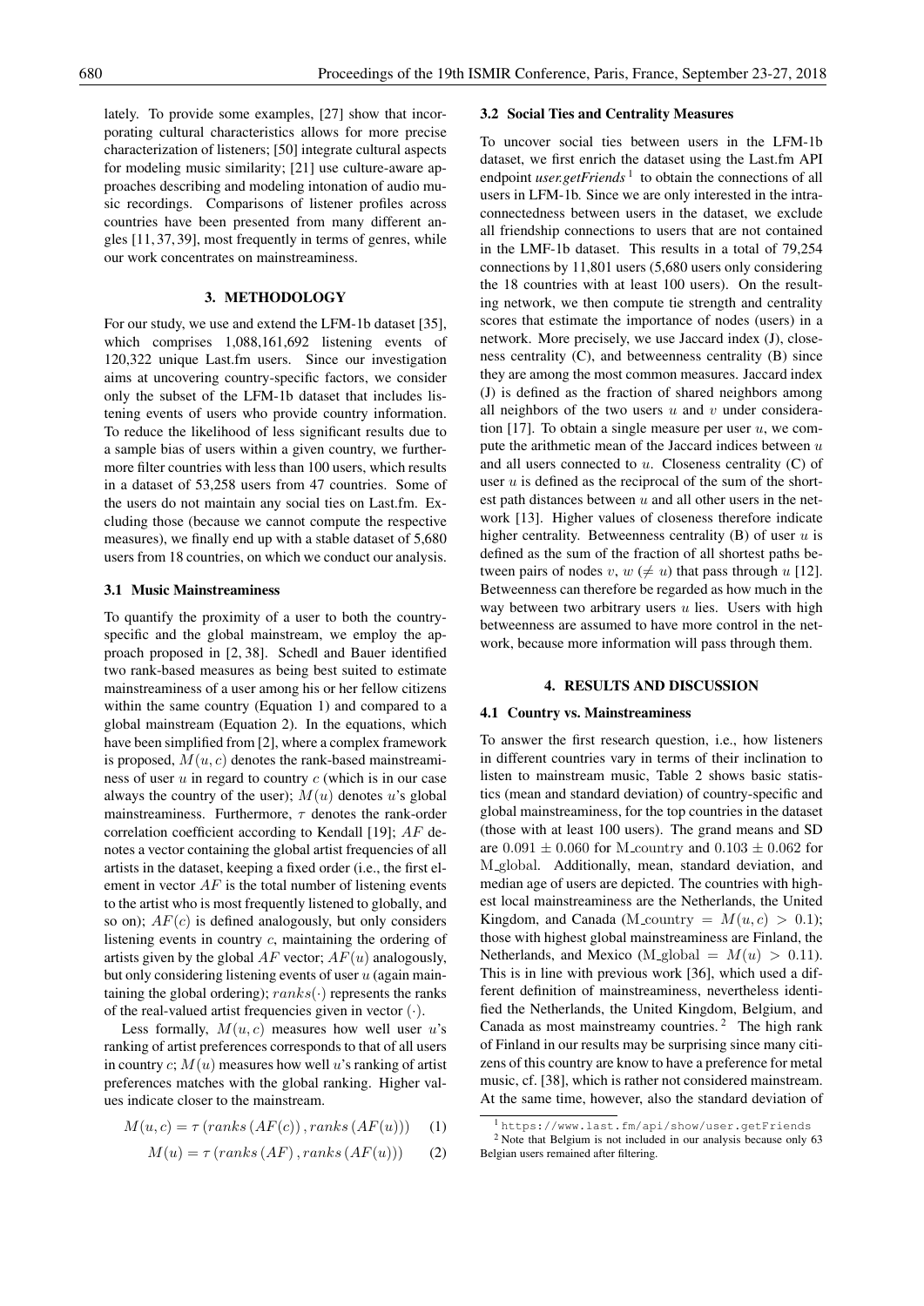lately. To provide some examples, [27] show that incorporating cultural characteristics allows for more precise characterization of listeners; [50] integrate cultural aspects for modeling music similarity; [21] use culture-aware approaches describing and modeling intonation of audio music recordings. Comparisons of listener profiles across countries have been presented from many different angles [11, 37, 39], most frequently in terms of genres, while our work concentrates on mainstreaminess.

## 3. METHODOLOGY

For our study, we use and extend the LFM-1b dataset [35], which comprises 1,088,161,692 listening events of 120,322 unique Last.fm users. Since our investigation aims at uncovering country-specific factors, we consider only the subset of the LFM-1b dataset that includes listening events of users who provide country information. To reduce the likelihood of less significant results due to a sample bias of users within a given country, we furthermore filter countries with less than 100 users, which results in a dataset of 53,258 users from 47 countries. Some of the users do not maintain any social ties on Last.fm. Excluding those (because we cannot compute the respective measures), we finally end up with a stable dataset of 5,680 users from 18 countries, on which we conduct our analysis.

### 3.1 Music Mainstreaminess

To quantify the proximity of a user to both the country-specific and the global mainstream, we employ the approach proposed in [2, 38]. Schedl and Bauer identified two rank-based measures as being best suited to estimate mainstreaminess of a user among his or her fellow citizens within the same country (Equation 1) and compared to a global mainstream (Equation 2). In the equations, which have been simplified from [2], where a complex framework is proposed, $M(u, c)$ denotes the rank-based mainstreaminess of user $u$ in regard to country $c$ (which is in our case always the country of the user); $M(u)$ denotes $u$'s global mainstreaminess. Furthermore, $\tau$ denotes the rank-order correlation coefficient according to Kendall [19]; $AF$ denotes a vector containing the global artist frequencies of all artists in the dataset, keeping a fixed order (i.e., the first element in vector $AF$ is the total number of listening events to the artist who is most frequently listened to globally, and so on); $AF(c)$ is defined analogously, but only considers listening events in country $c$, maintaining the ordering of artists given by the global $AF$ vector; $AF(u)$ analogously, but only considering listening events of user $u$ (again maintaining the global ordering); $ranks(\cdot)$ represents the ranks of the real-valued artist frequencies given in vector $(\cdot)$.

Less formally, $M(u, c)$ measures how well user $u$'s ranking of artist preferences corresponds to that of all users in country $c$; $M(u)$ measures how well $u$'s ranking of artist preferences matches with the global ranking. Higher values indicate closer to the mainstream.

$$M(u, c) = \tau\left(ranks\left(AF(c)\right), ranks\left(AF(u)\right)\right) \quad (1)$$

$$M(u) = \tau\left(ranks\left(AF\right), ranks\left(AF(u)\right)\right) \quad (2)$$

### 3.2 Social Ties and Centrality Measures

To uncover social ties between users in the LFM-1b dataset, we first enrich the dataset using the Last.fm API endpoint *user.getFriends* [1] to obtain the connections of all users in LFM-1b. Since we are only interested in the intra-connectedness between users in the dataset, we exclude all friendship connections to users that are not contained in the LMF-1b dataset. This results in a total of 79,254 connections by 11,801 users (5,680 users only considering the 18 countries with at least 100 users). On the resulting network, we then compute tie strength and centrality scores that estimate the importance of nodes (users) in a network. More precisely, we use Jaccard index (J), closeness centrality (C), and betweenness centrality (B) since they are among the most common measures. Jaccard index (J) is defined as the fraction of shared neighbors among all neighbors of the two users $u$ and $v$ under consideration [17]. To obtain a single measure per user $u$, we compute the arithmetic mean of the Jaccard indices between $u$ and all users connected to $u$. Closeness centrality (C) of user $u$ is defined as the reciprocal of the sum of the shortest path distances between $u$ and all other users in the network [13]. Higher values of closeness therefore indicate higher centrality. Betweenness centrality (B) of user $u$ is defined as the sum of the fraction of all shortest paths between pairs of nodes $v$, $w$ ($\neq u$) that pass through $u$ [12]. Betweenness can therefore be regarded as how much in the way between two arbitrary users $u$ lies. Users with high betweenness are assumed to have more control in the network, because more information will pass through them.

## 4. RESULTS AND DISCUSSION

### 4.1 Country vs. Mainstreaminess

To answer the first research question, i.e., how listeners in different countries vary in terms of their inclination to listen to mainstream music, Table 2 shows basic statistics (mean and standard deviation) of country-specific and global mainstreaminess, for the top countries in the dataset (those with at least 100 users). The grand means and SD are $0.091 \pm 0.060$ for M_country and $0.103 \pm 0.062$ for M_global. Additionally, mean, standard deviation, and median age of users are depicted. The countries with highest local mainstreaminess are the Netherlands, the United Kingdom, and Canada (M_country $= M(u, c) > 0.1$); those with highest global mainstreaminess are Finland, the Netherlands, and Mexico (M_global $= M(u) > 0.11$). This is in line with previous work [36], which used a different definition of mainstreaminess, nevertheless identified the Netherlands, the United Kingdom, Belgium, and Canada as most mainstreamy countries. [2] The high rank of Finland in our results may be surprising since many citizens of this country are know to have a preference for metal music, cf. [38], which is rather not considered mainstream. At the same time, however, also the standard deviation of

[1] https://www.last.fm/api/show/user.getFriends

[2] Note that Belgium is not included in our analysis because only 63 Belgian users remained after filtering.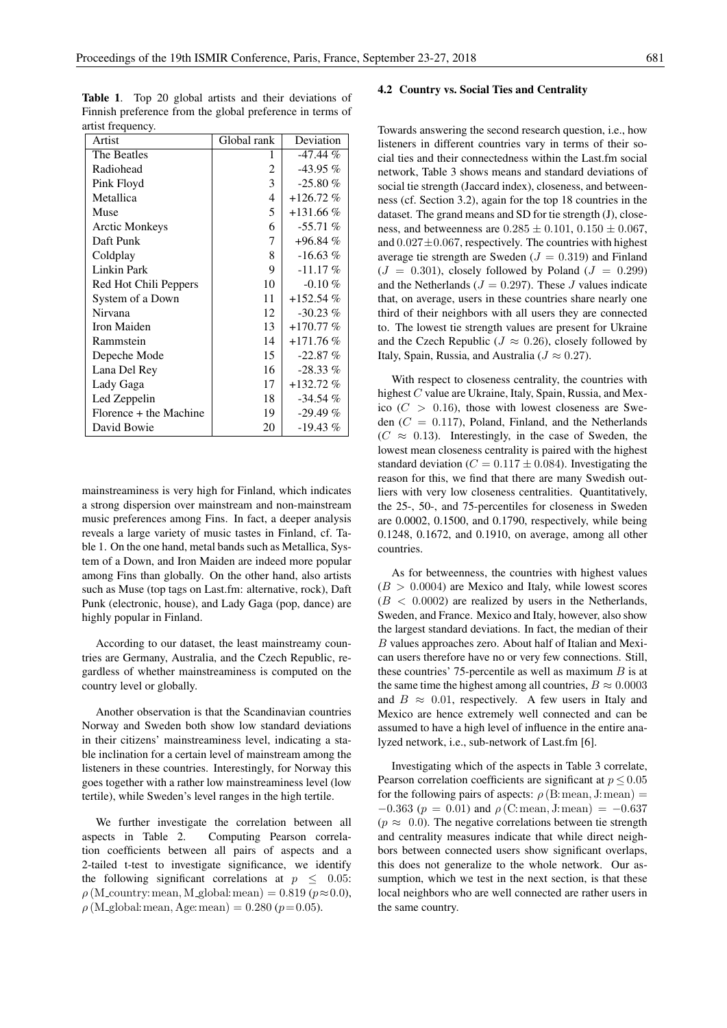**Table 1**. Top 20 global artists and their deviations of Finnish preference from the global preference in terms of artist frequency.

| Artist | Global rank | Deviation |
|---|---|---|
| The Beatles | 1 | -47.44 % |
| Radiohead | 2 | -43.95 % |
| Pink Floyd | 3 | -25.80 % |
| Metallica | 4 | +126.72 % |
| Muse | 5 | +131.66 % |
| Arctic Monkeys | 6 | -55.71 % |
| Daft Punk | 7 | +96.84 % |
| Coldplay | 8 | -16.63 % |
| Linkin Park | 9 | -11.17 % |
| Red Hot Chili Peppers | 10 | -0.10 % |
| System of a Down | 11 | +152.54 % |
| Nirvana | 12 | -30.23 % |
| Iron Maiden | 13 | +170.77 % |
| Rammstein | 14 | +171.76 % |
| Depeche Mode | 15 | -22.87 % |
| Lana Del Rey | 16 | -28.33 % |
| Lady Gaga | 17 | +132.72 % |
| Led Zeppelin | 18 | -34.54 % |
| Florence + the Machine | 19 | -29.49 % |
| David Bowie | 20 | -19.43 % |

mainstreaminess is very high for Finland, which indicates a strong dispersion over mainstream and non-mainstream music preferences among Fins. In fact, a deeper analysis reveals a large variety of music tastes in Finland, cf. Table 1. On the one hand, metal bands such as Metallica, System of a Down, and Iron Maiden are indeed more popular among Fins than globally. On the other hand, also artists such as Muse (top tags on Last.fm: alternative, rock), Daft Punk (electronic, house), and Lady Gaga (pop, dance) are highly popular in Finland.

According to our dataset, the least mainstreamy countries are Germany, Australia, and the Czech Republic, regardless of whether mainstreaminess is computed on the country level or globally.

Another observation is that the Scandinavian countries Norway and Sweden both show low standard deviations in their citizens' mainstreaminess level, indicating a stable inclination for a certain level of mainstream among the listeners in these countries. Interestingly, for Norway this goes together with a rather low mainstreaminess level (low tertile), while Sweden's level ranges in the high tertile.

We further investigate the correlation between all aspects in Table 2. Computing Pearson correlation coefficients between all pairs of aspects and a 2-tailed t-test to investigate significance, we identify the following significant correlations at $p \leq 0.05$: $\rho\,(\text{M\_country: mean, M\_global: mean}) = 0.819$ ($p \approx 0.0$), $\rho\,(\text{M\_global: mean, Age: mean}) = 0.280$ ($p = 0.05$).

### 4.2 Country vs. Social Ties and Centrality

Towards answering the second research question, i.e., how listeners in different countries vary in terms of their social ties and their connectedness within the Last.fm social network, Table 3 shows means and standard deviations of social tie strength (Jaccard index), closeness, and betweenness (cf. Section 3.2), again for the top 18 countries in the dataset. The grand means and SD for tie strength (J), closeness, and betweenness are $0.285 \pm 0.101$, $0.150 \pm 0.067$, and $0.027 \pm 0.067$, respectively. The countries with highest average tie strength are Sweden ($J = 0.319$) and Finland ($J = 0.301$), closely followed by Poland ($J = 0.299$) and the Netherlands ($J = 0.297$). These $J$ values indicate that, on average, users in these countries share nearly one third of their neighbors with all users they are connected to. The lowest tie strength values are present for Ukraine and the Czech Republic ($J \approx 0.26$), closely followed by Italy, Spain, Russia, and Australia ($J \approx 0.27$).

With respect to closeness centrality, the countries with highest $C$ value are Ukraine, Italy, Spain, Russia, and Mexico ($C > 0.16$), those with lowest closeness are Sweden ($C = 0.117$), Poland, Finland, and the Netherlands ($C \approx 0.13$). Interestingly, in the case of Sweden, the lowest mean closeness centrality is paired with the highest standard deviation ($C = 0.117 \pm 0.084$). Investigating the reason for this, we find that there are many Swedish outliers with very low closeness centralities. Quantitatively, the 25-, 50-, and 75-percentiles for closeness in Sweden are 0.0002, 0.1500, and 0.1790, respectively, while being 0.1248, 0.1672, and 0.1910, on average, among all other countries.

As for betweenness, the countries with highest values ($B > 0.0004$) are Mexico and Italy, while lowest scores ($B < 0.0002$) are realized by users in the Netherlands, Sweden, and France. Mexico and Italy, however, also show the largest standard deviations. In fact, the median of their $B$ values approaches zero. About half of Italian and Mexican users therefore have no or very few connections. Still, these countries' 75-percentile as well as maximum $B$ is at the same time the highest among all countries, $B \approx 0.0003$ and $B \approx 0.01$, respectively. A few users in Italy and Mexico are hence extremely well connected and can be assumed to have a high level of influence in the entire analyzed network, i.e., sub-network of Last.fm [6].

Investigating which of the aspects in Table 3 correlate, Pearson correlation coefficients are significant at $p \leq 0.05$ for the following pairs of aspects: $\rho\,(\text{B: mean, J: mean}) = -0.363$ ($p = 0.01$) and $\rho\,(\text{C: mean, J: mean}) = -0.637$ ($p \approx 0.0$). The negative correlations between tie strength and centrality measures indicate that while direct neighbors between connected users show significant overlaps, this does not generalize to the whole network. Our assumption, which we test in the next section, is that these local neighbors who are well connected are rather users in the same country.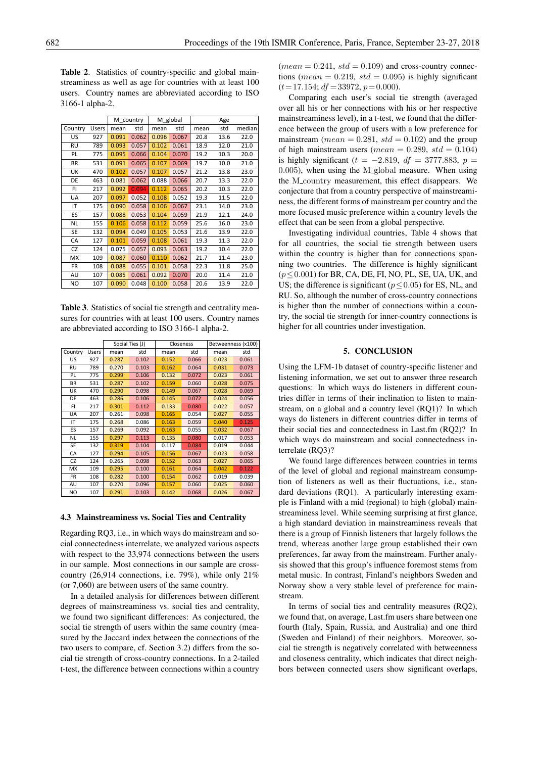**Table 2**. Statistics of country-specific and global mainstreaminess as well as age for countries with at least 100 users. Country names are abbreviated according to ISO 3166-1 alpha-2.

| | | M_country | | M_global | | Age | | |
|---|---|---|---|---|---|---|---|---|
| Country | Users | mean | std | mean | std | mean | std | median |
| US | 927 | 0.091 | 0.062 | 0.096 | 0.067 | 20.8 | 13.6 | 22.0 |
| RU | 789 | 0.093 | 0.057 | 0.102 | 0.061 | 18.9 | 12.0 | 21.0 |
| PL | 775 | 0.095 | 0.066 | 0.104 | 0.070 | 19.2 | 10.3 | 20.0 |
| BR | 531 | 0.091 | 0.065 | 0.107 | 0.069 | 19.7 | 10.0 | 21.0 |
| UK | 470 | 0.102 | 0.057 | 0.107 | 0.057 | 21.2 | 13.8 | 23.0 |
| DE | 463 | 0.081 | 0.062 | 0.088 | 0.066 | 20.7 | 13.3 | 22.0 |
| FI | 217 | 0.092 | 0.094 | 0.112 | 0.065 | 20.2 | 10.3 | 22.0 |
| UA | 207 | 0.097 | 0.052 | 0.108 | 0.052 | 19.3 | 11.5 | 22.0 |
| IT | 175 | 0.090 | 0.058 | 0.106 | 0.067 | 23.1 | 14.0 | 23.0 |
| ES | 157 | 0.088 | 0.053 | 0.104 | 0.059 | 21.9 | 12.1 | 24.0 |
| NL | 155 | 0.106 | 0.058 | 0.112 | 0.059 | 25.6 | 16.0 | 23.0 |
| SE | 132 | 0.094 | 0.049 | 0.105 | 0.053 | 21.6 | 13.9 | 22.0 |
| CA | 127 | 0.101 | 0.059 | 0.108 | 0.061 | 19.3 | 11.3 | 22.0 |
| CZ | 124 | 0.075 | 0.057 | 0.093 | 0.063 | 19.2 | 10.4 | 22.0 |
| MX | 109 | 0.087 | 0.060 | 0.110 | 0.062 | 21.7 | 11.4 | 23.0 |
| FR | 108 | 0.088 | 0.055 | 0.101 | 0.058 | 22.3 | 11.8 | 25.0 |
| AU | 107 | 0.085 | 0.061 | 0.092 | 0.070 | 20.0 | 11.4 | 21.0 |
| NO | 107 | 0.090 | 0.048 | 0.100 | 0.058 | 20.6 | 13.9 | 22.0 |

**Table 3**. Statistics of social tie strength and centrality measures for countries with at least 100 users. Country names are abbreviated according to ISO 3166-1 alpha-2.

| | | Social Ties (J) | | Closeness | | Betweenness (x100) | |
|---|---|---|---|---|---|---|---|
| Country | Users | mean | std | mean | std | mean | std |
| US | 927 | 0.287 | 0.102 | 0.152 | 0.066 | 0.023 | 0.061 |
| RU | 789 | 0.270 | 0.103 | 0.162 | 0.064 | 0.031 | 0.073 |
| PL | 775 | 0.299 | 0.106 | 0.132 | 0.072 | 0.023 | 0.061 |
| BR | 531 | 0.287 | 0.102 | 0.159 | 0.060 | 0.028 | 0.075 |
| UK | 470 | 0.290 | 0.098 | 0.149 | 0.067 | 0.028 | 0.069 |
| DE | 463 | 0.286 | 0.106 | 0.145 | 0.072 | 0.024 | 0.056 |
| FI | 217 | 0.301 | 0.112 | 0.133 | 0.080 | 0.022 | 0.057 |
| UA | 207 | 0.261 | 0.098 | 0.165 | 0.054 | 0.027 | 0.055 |
| IT | 175 | 0.268 | 0.086 | 0.163 | 0.059 | 0.040 | 0.125 |
| ES | 157 | 0.269 | 0.092 | 0.163 | 0.055 | 0.032 | 0.067 |
| NL | 155 | 0.297 | 0.113 | 0.135 | 0.080 | 0.017 | 0.053 |
| SE | 132 | 0.319 | 0.104 | 0.117 | 0.084 | 0.019 | 0.044 |
| CA | 127 | 0.294 | 0.105 | 0.156 | 0.067 | 0.023 | 0.058 |
| CZ | 124 | 0.265 | 0.098 | 0.152 | 0.063 | 0.027 | 0.065 |
| MX | 109 | 0.295 | 0.100 | 0.161 | 0.064 | 0.042 | 0.122 |
| FR | 108 | 0.282 | 0.100 | 0.154 | 0.062 | 0.019 | 0.039 |
| AU | 107 | 0.270 | 0.096 | 0.157 | 0.060 | 0.025 | 0.060 |
| NO | 107 | 0.291 | 0.103 | 0.142 | 0.068 | 0.026 | 0.067 |

### 4.3 Mainstreaminess vs. Social Ties and Centrality

Regarding RQ3, i.e., in which ways do mainstream and social connectedness interrelate, we analyzed various aspects with respect to the 33,974 connections between the users in our sample. Most connections in our sample are cross-country (26,914 connections, i.e. 79%), while only 21% (or 7,060) are between users of the same country.

In a detailed analysis for differences between different degrees of mainstreaminess vs. social ties and centrality, we found two significant differences: As conjectured, the social tie strength of users within the same country (measured by the Jaccard index between the connections of the two users to compare, cf. Section 3.2) differs from the social tie strength of cross-country connections. In a 2-tailed t-test, the difference between connections within a country ($mean = 0.241$, $std = 0.109$) and cross-country connections ($mean = 0.219$, $std = 0.095$) is highly significant ($t = 17.154$; $df = 33972$, $p = 0.000$).

Comparing each user's social tie strength (averaged over all his or her connections with his or her respective mainstreaminess level), in a t-test, we found that the difference between the group of users with a low preference for mainstream ($mean = 0.281$, $std = 0.102$) and the group of high mainstream users ($mean = 0.289$, $std = 0.104$) is highly significant ($t = -2.819$, $df = 3777.883$, $p = 0.005$), when using the $\mathrm{M\_global}$ measure. When using the $\mathrm{M\_country}$ measurement, this effect disappears. We conjecture that from a country perspective of mainstreaminess, the different forms of mainstream per country and the more focused music preference within a country levels the effect that can be seen from a global perspective.

Investigating individual countries, Table 4 shows that for all countries, the social tie strength between users within the country is higher than for connections spanning two countries. The difference is highly significant ($p \leq 0.001$) for BR, CA, DE, FI, NO, PL, SE, UA, UK, and US; the difference is significant ($p \leq 0.05$) for ES, NL, and RU. So, although the number of cross-country connections is higher than the number of connections within a country, the social tie strength for inner-country connections is higher for all countries under investigation.

## 5. CONCLUSION

Using the LFM-1b dataset of country-specific listener and listening information, we set out to answer three research questions: In which ways do listeners in different countries differ in terms of their inclination to listen to mainstream, on a global and a country level (RQ1)? In which ways do listeners in different countries differ in terms of their social ties and connectedness in Last.fm (RQ2)? In which ways do mainstream and social connectedness interrelate (RQ3)?

We found large differences between countries in terms of the level of global and regional mainstream consumption of listeners as well as their fluctuations, i.e., standard deviations (RQ1). A particularly interesting example is Finland with a mid (regional) to high (global) mainstreaminess level. While seeming surprising at first glance, a high standard deviation in mainstreaminess reveals that there is a group of Finnish listeners that largely follows the trend, whereas another large group established their own preferences, far away from the mainstream. Further analysis showed that this group's influence foremost stems from metal music. In contrast, Finland's neighbors Sweden and Norway show a very stable level of preference for mainstream.

In terms of social ties and centrality measures (RQ2), we found that, on average, Last.fm users share between one fourth (Italy, Spain, Russia, and Australia) and one third (Sweden and Finland) of their neighbors. Moreover, social tie strength is negatively correlated with betweenness and closeness centrality, which indicates that direct neighbors between connected users show significant overlaps,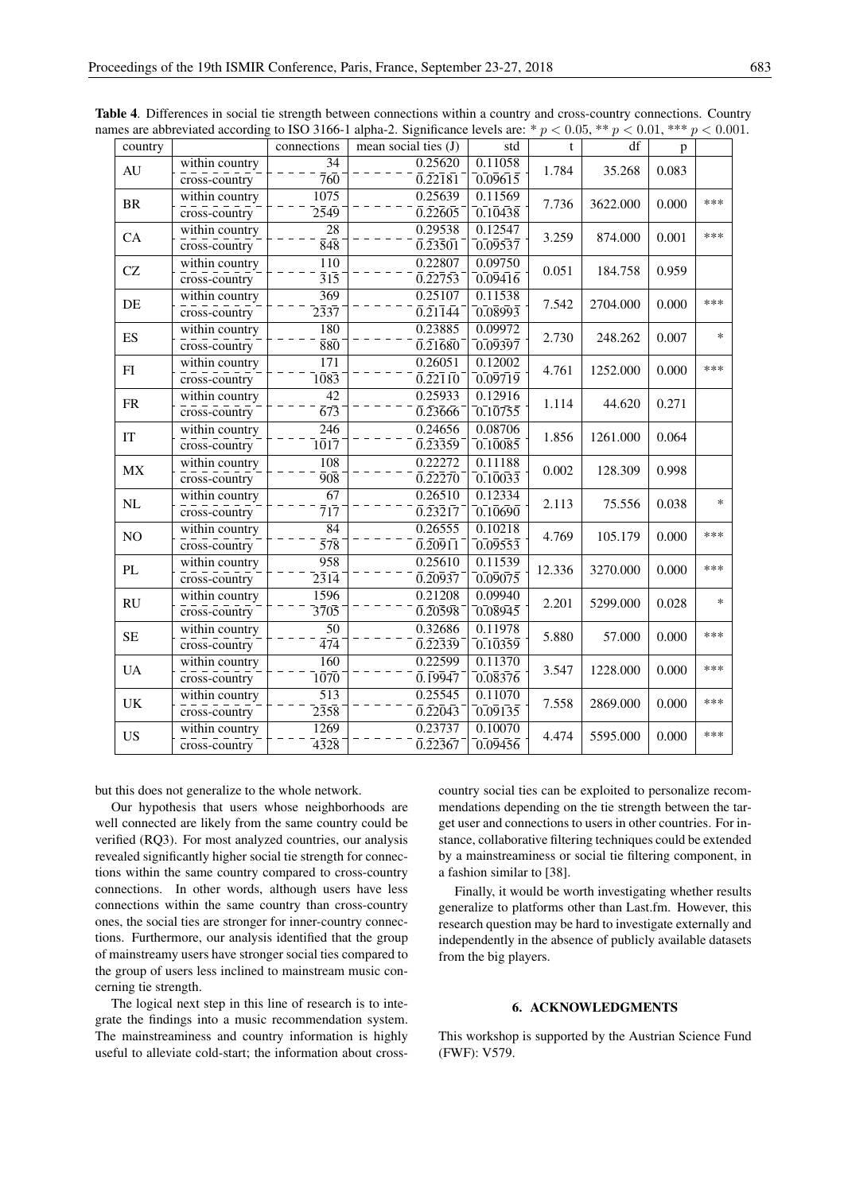**Table 4**. Differences in social tie strength between connections within a country and cross-country connections. Country names are abbreviated according to ISO 3166-1 alpha-2. Significance levels are: * $p < 0.05$, ** $p < 0.01$, *** $p < 0.001$.

| country | | connections | mean social ties (J) | std | t | df | p | |
|---|---|---|---|---|---|---|---|---|
| AU | within country | 34 | 0.25620 | 0.11058 | 1.784 | 35.268 | 0.083 | |
| | cross-country | 760 | 0.22181 | 0.09615 | | | | |
| BR | within country | 1075 | 0.25639 | 0.11569 | 7.736 | 3622.000 | 0.000 | *** |
| | cross-country | 2549 | 0.22605 | 0.10438 | | | | |
| CA | within country | 28 | 0.29538 | 0.12547 | 3.259 | 874.000 | 0.001 | *** |
| | cross-country | 848 | 0.23501 | 0.09537 | | | | |
| CZ | within country | 110 | 0.22807 | 0.09750 | 0.051 | 184.758 | 0.959 | |
| | cross-country | 315 | 0.22753 | 0.09416 | | | | |
| DE | within country | 369 | 0.25107 | 0.11538 | 7.542 | 2704.000 | 0.000 | *** |
| | cross-country | 2337 | 0.21144 | 0.08993 | | | | |
| ES | within country | 180 | 0.23885 | 0.09972 | 2.730 | 248.262 | 0.007 | * |
| | cross-country | 880 | 0.21680 | 0.09397 | | | | |
| FI | within country | 171 | 0.26051 | 0.12002 | 4.761 | 1252.000 | 0.000 | *** |
| | cross-country | 1083 | 0.22110 | 0.09719 | | | | |
| FR | within country | 42 | 0.25933 | 0.12916 | 1.114 | 44.620 | 0.271 | |
| | cross-country | 673 | 0.23666 | 0.10755 | | | | |
| IT | within country | 246 | 0.24656 | 0.08706 | 1.856 | 1261.000 | 0.064 | |
| | cross-country | 1017 | 0.23359 | 0.10085 | | | | |
| MX | within country | 108 | 0.22272 | 0.11188 | 0.002 | 128.309 | 0.998 | |
| | cross-country | 908 | 0.22270 | 0.10033 | | | | |
| NL | within country | 67 | 0.26510 | 0.12334 | 2.113 | 75.556 | 0.038 | * |
| | cross-country | 717 | 0.23217 | 0.10690 | | | | |
| NO | within country | 84 | 0.26555 | 0.10218 | 4.769 | 105.179 | 0.000 | *** |
| | cross-country | 578 | 0.20911 | 0.09553 | | | | |
| PL | within country | 958 | 0.25610 | 0.11539 | 12.336 | 3270.000 | 0.000 | *** |
| | cross-country | 2314 | 0.20937 | 0.09075 | | | | |
| RU | within country | 1596 | 0.21208 | 0.09940 | 2.201 | 5299.000 | 0.028 | * |
| | cross-country | 3705 | 0.20598 | 0.08945 | | | | |
| SE | within country | 50 | 0.32686 | 0.11978 | 5.880 | 57.000 | 0.000 | *** |
| | cross-country | 474 | 0.22339 | 0.10359 | | | | |
| UA | within country | 160 | 0.22599 | 0.11370 | 3.547 | 1228.000 | 0.000 | *** |
| | cross-country | 1070 | 0.19947 | 0.08376 | | | | |
| UK | within country | 513 | 0.25545 | 0.11070 | 7.558 | 2869.000 | 0.000 | *** |
| | cross-country | 2358 | 0.22043 | 0.09135 | | | | |
| US | within country | 1269 | 0.23737 | 0.10070 | 4.474 | 5595.000 | 0.000 | *** |
| | cross-country | 4328 | 0.22367 | 0.09456 | | | | |

but this does not generalize to the whole network.

Our hypothesis that users whose neighborhoods are well connected are likely from the same country could be verified (RQ3). For most analyzed countries, our analysis revealed significantly higher social tie strength for connections within the same country compared to cross-country connections. In other words, although users have less connections within the same country than cross-country ones, the social ties are stronger for inner-country connections. Furthermore, our analysis identified that the group of mainstreamy users have stronger social ties compared to the group of users less inclined to mainstream music concerning tie strength.

The logical next step in this line of research is to integrate the findings into a music recommendation system. The mainstreaminess and country information is highly useful to alleviate cold-start; the information about cross-country social ties can be exploited to personalize recommendations depending on the tie strength between the target user and connections to users in other countries. For instance, collaborative filtering techniques could be extended by a mainstreaminess or social tie filtering component, in a fashion similar to [38].

Finally, it would be worth investigating whether results generalize to platforms other than Last.fm. However, this research question may be hard to investigate externally and independently in the absence of publicly available datasets from the big players.

## 6. ACKNOWLEDGMENTS

This workshop is supported by the Austrian Science Fund (FWF): V579.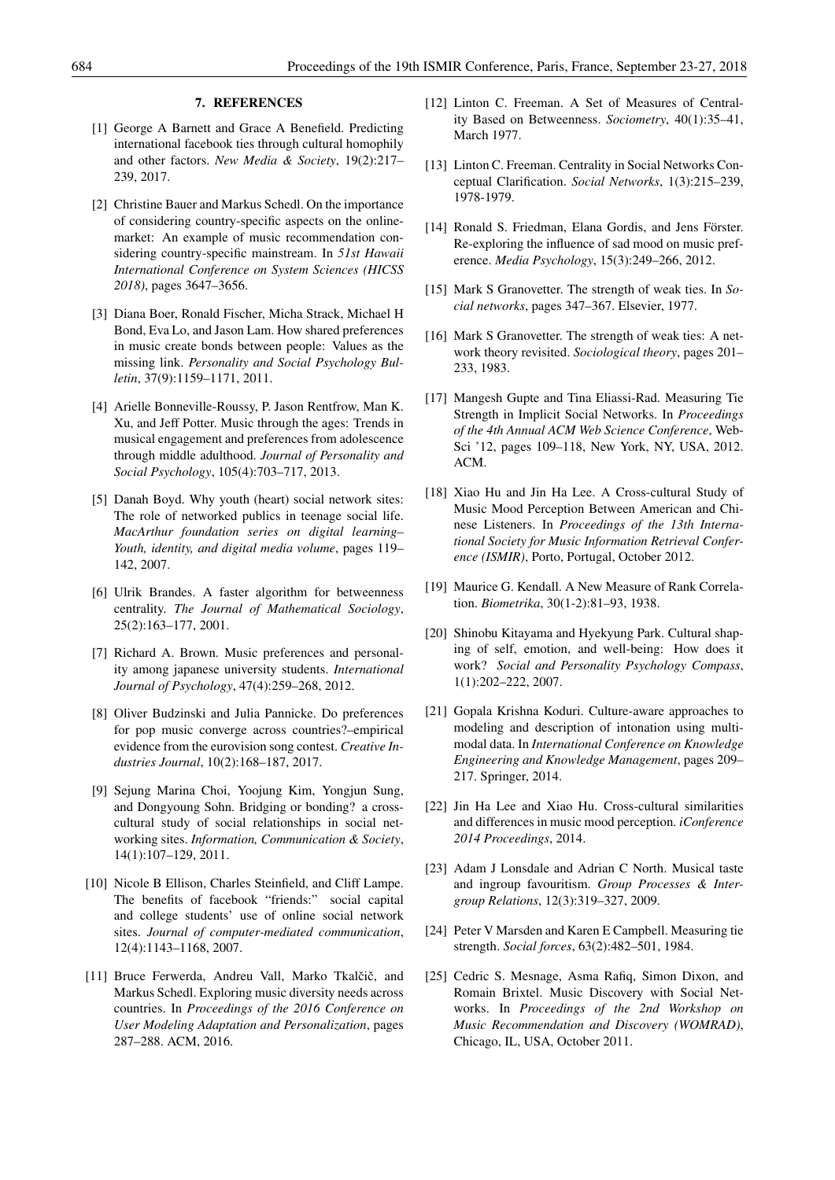## 7. REFERENCES

[1] George A Barnett and Grace A Benefield. Predicting international facebook ties through cultural homophily and other factors. *New Media & Society*, 19(2):217–239, 2017.

[2] Christine Bauer and Markus Schedl. On the importance of considering country-specific aspects on the online-market: An example of music recommendation considering country-specific mainstream. In *51st Hawaii International Conference on System Sciences (HICSS 2018)*, pages 3647–3656.

[3] Diana Boer, Ronald Fischer, Micha Strack, Michael H Bond, Eva Lo, and Jason Lam. How shared preferences in music create bonds between people: Values as the missing link. *Personality and Social Psychology Bulletin*, 37(9):1159–1171, 2011.

[4] Arielle Bonneville-Roussy, P. Jason Rentfrow, Man K. Xu, and Jeff Potter. Music through the ages: Trends in musical engagement and preferences from adolescence through middle adulthood. *Journal of Personality and Social Psychology*, 105(4):703–717, 2013.

[5] Danah Boyd. Why youth (heart) social network sites: The role of networked publics in teenage social life. *MacArthur foundation series on digital learning–Youth, identity, and digital media volume*, pages 119–142, 2007.

[6] Ulrik Brandes. A faster algorithm for betweenness centrality. *The Journal of Mathematical Sociology*, 25(2):163–177, 2001.

[7] Richard A. Brown. Music preferences and personality among japanese university students. *International Journal of Psychology*, 47(4):259–268, 2012.

[8] Oliver Budzinski and Julia Pannicke. Do preferences for pop music converge across countries?–empirical evidence from the eurovision song contest. *Creative Industries Journal*, 10(2):168–187, 2017.

[9] Sejung Marina Choi, Yoojung Kim, Yongjun Sung, and Dongyoung Sohn. Bridging or bonding? a cross-cultural study of social relationships in social networking sites. *Information, Communication & Society*, 14(1):107–129, 2011.

[10] Nicole B Ellison, Charles Steinfield, and Cliff Lampe. The benefits of facebook "friends:" social capital and college students' use of online social network sites. *Journal of computer-mediated communication*, 12(4):1143–1168, 2007.

[11] Bruce Ferwerda, Andreu Vall, Marko Tkalčič, and Markus Schedl. Exploring music diversity needs across countries. In *Proceedings of the 2016 Conference on User Modeling Adaptation and Personalization*, pages 287–288. ACM, 2016.

[12] Linton C. Freeman. A Set of Measures of Centrality Based on Betweenness. *Sociometry*, 40(1):35–41, March 1977.

[13] Linton C. Freeman. Centrality in Social Networks Conceptual Clarification. *Social Networks*, 1(3):215–239, 1978-1979.

[14] Ronald S. Friedman, Elana Gordis, and Jens Förster. Re-exploring the influence of sad mood on music preference. *Media Psychology*, 15(3):249–266, 2012.

[15] Mark S Granovetter. The strength of weak ties. In *Social networks*, pages 347–367. Elsevier, 1977.

[16] Mark S Granovetter. The strength of weak ties: A network theory revisited. *Sociological theory*, pages 201–233, 1983.

[17] Mangesh Gupte and Tina Eliassi-Rad. Measuring Tie Strength in Implicit Social Networks. In *Proceedings of the 4th Annual ACM Web Science Conference*, WebSci '12, pages 109–118, New York, NY, USA, 2012. ACM.

[18] Xiao Hu and Jin Ha Lee. A Cross-cultural Study of Music Mood Perception Between American and Chinese Listeners. In *Proceedings of the 13th International Society for Music Information Retrieval Conference (ISMIR)*, Porto, Portugal, October 2012.

[19] Maurice G. Kendall. A New Measure of Rank Correlation. *Biometrika*, 30(1-2):81–93, 1938.

[20] Shinobu Kitayama and Hyekyung Park. Cultural shaping of self, emotion, and well-being: How does it work? *Social and Personality Psychology Compass*, 1(1):202–222, 2007.

[21] Gopala Krishna Koduri. Culture-aware approaches to modeling and description of intonation using multimodal data. In *International Conference on Knowledge Engineering and Knowledge Management*, pages 209–217. Springer, 2014.

[22] Jin Ha Lee and Xiao Hu. Cross-cultural similarities and differences in music mood perception. *iConference 2014 Proceedings*, 2014.

[23] Adam J Lonsdale and Adrian C North. Musical taste and ingroup favouritism. *Group Processes & Intergroup Relations*, 12(3):319–327, 2009.

[24] Peter V Marsden and Karen E Campbell. Measuring tie strength. *Social forces*, 63(2):482–501, 1984.

[25] Cedric S. Mesnage, Asma Rafiq, Simon Dixon, and Romain Brixtel. Music Discovery with Social Networks. In *Proceedings of the 2nd Workshop on Music Recommendation and Discovery (WOMRAD)*, Chicago, IL, USA, October 2011.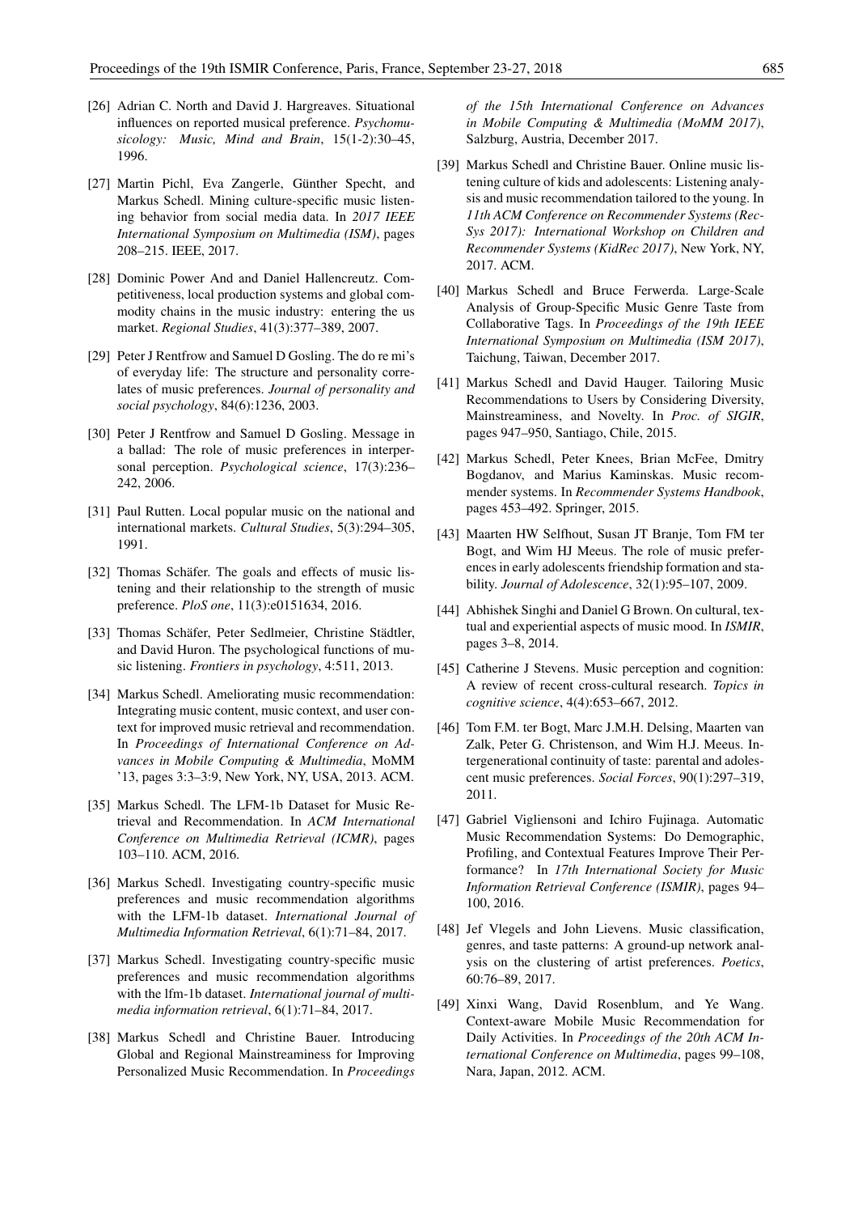[26] Adrian C. North and David J. Hargreaves. Situational influences on reported musical preference. *Psychomusicology: Music, Mind and Brain*, 15(1-2):30–45, 1996.

[27] Martin Pichl, Eva Zangerle, Günther Specht, and Markus Schedl. Mining culture-specific music listening behavior from social media data. In *2017 IEEE International Symposium on Multimedia (ISM)*, pages 208–215. IEEE, 2017.

[28] Dominic Power And and Daniel Hallencreutz. Competitiveness, local production systems and global commodity chains in the music industry: entering the us market. *Regional Studies*, 41(3):377–389, 2007.

[29] Peter J Rentfrow and Samuel D Gosling. The do re mi's of everyday life: The structure and personality correlates of music preferences. *Journal of personality and social psychology*, 84(6):1236, 2003.

[30] Peter J Rentfrow and Samuel D Gosling. Message in a ballad: The role of music preferences in interpersonal perception. *Psychological science*, 17(3):236–242, 2006.

[31] Paul Rutten. Local popular music on the national and international markets. *Cultural Studies*, 5(3):294–305, 1991.

[32] Thomas Schäfer. The goals and effects of music listening and their relationship to the strength of music preference. *PloS one*, 11(3):e0151634, 2016.

[33] Thomas Schäfer, Peter Sedlmeier, Christine Städtler, and David Huron. The psychological functions of music listening. *Frontiers in psychology*, 4:511, 2013.

[34] Markus Schedl. Ameliorating music recommendation: Integrating music content, music context, and user context for improved music retrieval and recommendation. In *Proceedings of International Conference on Advances in Mobile Computing & Multimedia*, MoMM '13, pages 3:3–3:9, New York, NY, USA, 2013. ACM.

[35] Markus Schedl. The LFM-1b Dataset for Music Retrieval and Recommendation. In *ACM International Conference on Multimedia Retrieval (ICMR)*, pages 103–110. ACM, 2016.

[36] Markus Schedl. Investigating country-specific music preferences and music recommendation algorithms with the LFM-1b dataset. *International Journal of Multimedia Information Retrieval*, 6(1):71–84, 2017.

[37] Markus Schedl. Investigating country-specific music preferences and music recommendation algorithms with the lfm-1b dataset. *International journal of multimedia information retrieval*, 6(1):71–84, 2017.

[38] Markus Schedl and Christine Bauer. Introducing Global and Regional Mainstreaminess for Improving Personalized Music Recommendation. In *Proceedings of the 15th International Conference on Advances in Mobile Computing & Multimedia (MoMM 2017)*, Salzburg, Austria, December 2017.

[39] Markus Schedl and Christine Bauer. Online music listening culture of kids and adolescents: Listening analysis and music recommendation tailored to the young. In *11th ACM Conference on Recommender Systems (RecSys 2017): International Workshop on Children and Recommender Systems (KidRec 2017)*, New York, NY, 2017. ACM.

[40] Markus Schedl and Bruce Ferwerda. Large-Scale Analysis of Group-Specific Music Genre Taste from Collaborative Tags. In *Proceedings of the 19th IEEE International Symposium on Multimedia (ISM 2017)*, Taichung, Taiwan, December 2017.

[41] Markus Schedl and David Hauger. Tailoring Music Recommendations to Users by Considering Diversity, Mainstreaminess, and Novelty. In *Proc. of SIGIR*, pages 947–950, Santiago, Chile, 2015.

[42] Markus Schedl, Peter Knees, Brian McFee, Dmitry Bogdanov, and Marius Kaminskas. Music recommender systems. In *Recommender Systems Handbook*, pages 453–492. Springer, 2015.

[43] Maarten HW Selfhout, Susan JT Branje, Tom FM ter Bogt, and Wim HJ Meeus. The role of music preferences in early adolescents friendship formation and stability. *Journal of Adolescence*, 32(1):95–107, 2009.

[44] Abhishek Singhi and Daniel G Brown. On cultural, textual and experiential aspects of music mood. In *ISMIR*, pages 3–8, 2014.

[45] Catherine J Stevens. Music perception and cognition: A review of recent cross-cultural research. *Topics in cognitive science*, 4(4):653–667, 2012.

[46] Tom F.M. ter Bogt, Marc J.M.H. Delsing, Maarten van Zalk, Peter G. Christenson, and Wim H.J. Meeus. Intergenerational continuity of taste: parental and adolescent music preferences. *Social Forces*, 90(1):297–319, 2011.

[47] Gabriel Vigliensoni and Ichiro Fujinaga. Automatic Music Recommendation Systems: Do Demographic, Profiling, and Contextual Features Improve Their Performance? In *17th International Society for Music Information Retrieval Conference (ISMIR)*, pages 94–100, 2016.

[48] Jef Vlegels and John Lievens. Music classification, genres, and taste patterns: A ground-up network analysis on the clustering of artist preferences. *Poetics*, 60:76–89, 2017.

[49] Xinxi Wang, David Rosenblum, and Ye Wang. Context-aware Mobile Music Recommendation for Daily Activities. In *Proceedings of the 20th ACM International Conference on Multimedia*, pages 99–108, Nara, Japan, 2012. ACM.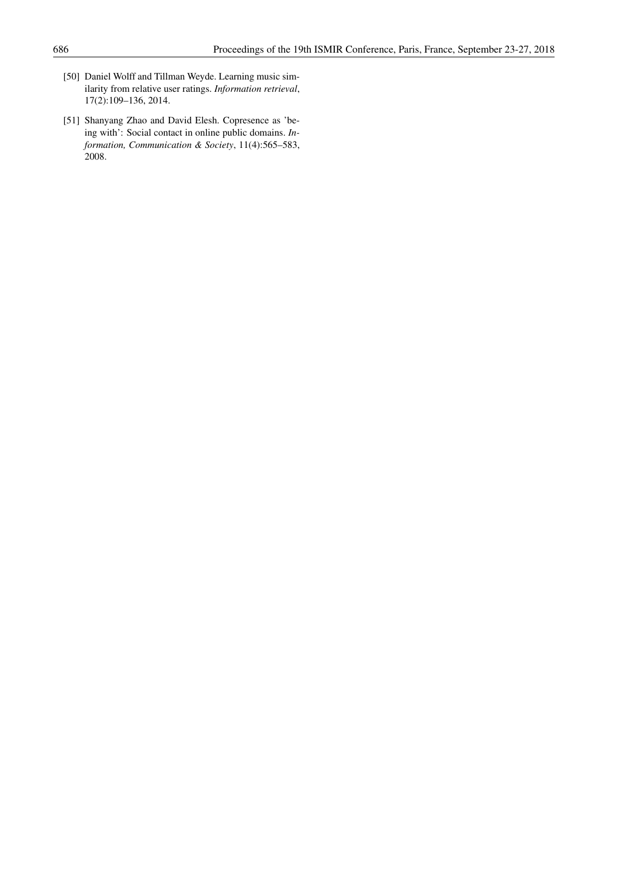[50] Daniel Wolff and Tillman Weyde. Learning music similarity from relative user ratings. *Information retrieval*, 17(2):109–136, 2014.

[51] Shanyang Zhao and David Elesh. Copresence as 'being with': Social contact in online public domains. *Information, Communication & Society*, 11(4):565–583, 2008.